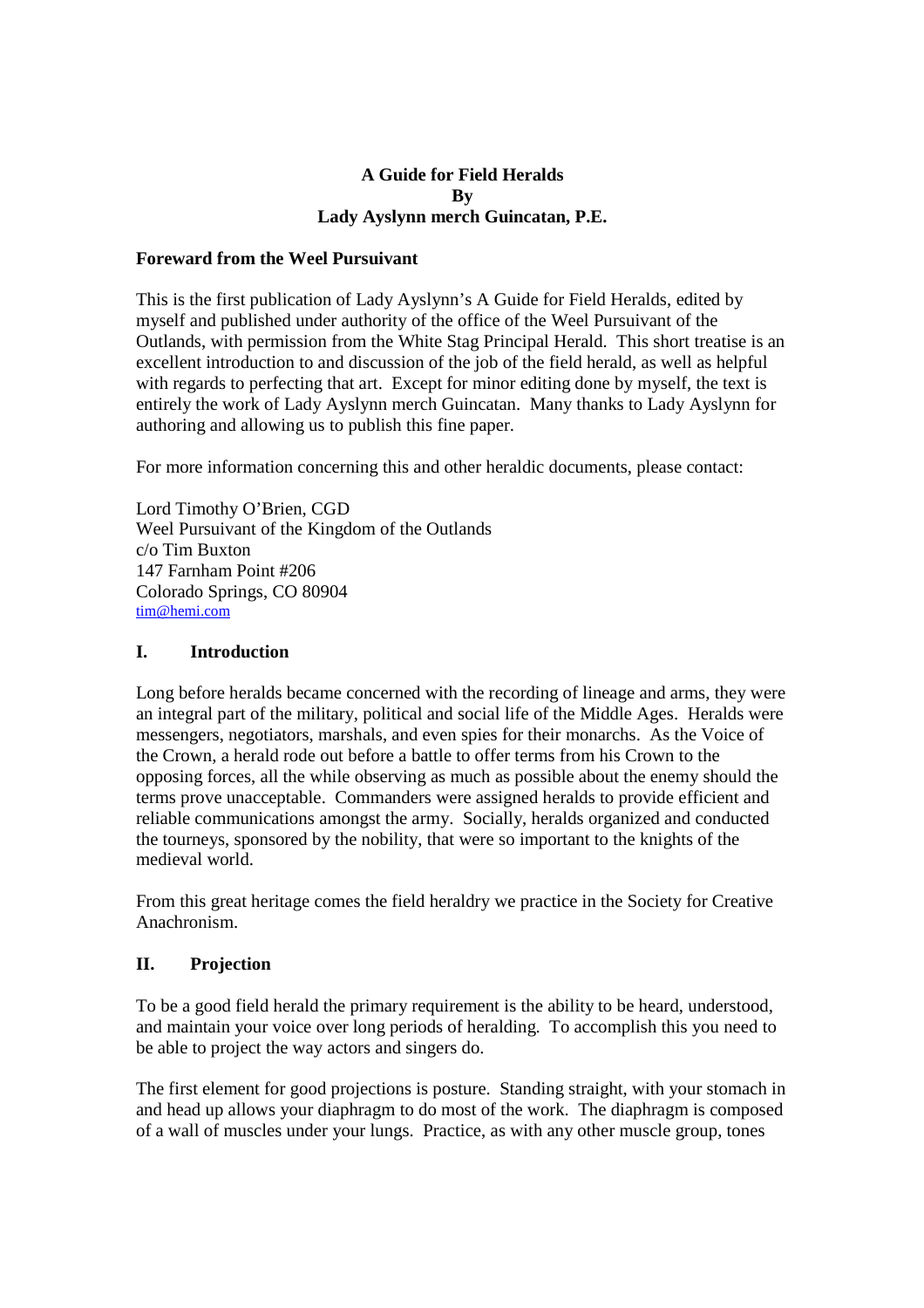# A Guide for Field Heralds
**By**
**Lady Ayslynn merch Guincatan, P.E.**

## Foreward from the Weel Pursuivant

This is the first publication of Lady Ayslynn's A Guide for Field Heralds, edited by myself and published under authority of the office of the Weel Pursuivant of the Outlands, with permission from the White Stag Principal Herald. This short treatise is an excellent introduction to and discussion of the job of the field herald, as well as helpful with regards to perfecting that art. Except for minor editing done by myself, the text is entirely the work of Lady Ayslynn merch Guincatan. Many thanks to Lady Ayslynn for authoring and allowing us to publish this fine paper.

For more information concerning this and other heraldic documents, please contact:

Lord Timothy O'Brien, CGD
Weel Pursuivant of the Kingdom of the Outlands
c/o Tim Buxton
147 Farnham Point #206
Colorado Springs, CO 80904
tim@hemi.com

## I. Introduction

Long before heralds became concerned with the recording of lineage and arms, they were an integral part of the military, political and social life of the Middle Ages. Heralds were messengers, negotiators, marshals, and even spies for their monarchs. As the Voice of the Crown, a herald rode out before a battle to offer terms from his Crown to the opposing forces, all the while observing as much as possible about the enemy should the terms prove unacceptable. Commanders were assigned heralds to provide efficient and reliable communications amongst the army. Socially, heralds organized and conducted the tourneys, sponsored by the nobility, that were so important to the knights of the medieval world.

From this great heritage comes the field heraldry we practice in the Society for Creative Anachronism.

## II. Projection

To be a good field herald the primary requirement is the ability to be heard, understood, and maintain your voice over long periods of heralding. To accomplish this you need to be able to project the way actors and singers do.

The first element for good projections is posture. Standing straight, with your stomach in and head up allows your diaphragm to do most of the work. The diaphragm is composed of a wall of muscles under your lungs. Practice, as with any other muscle group, tones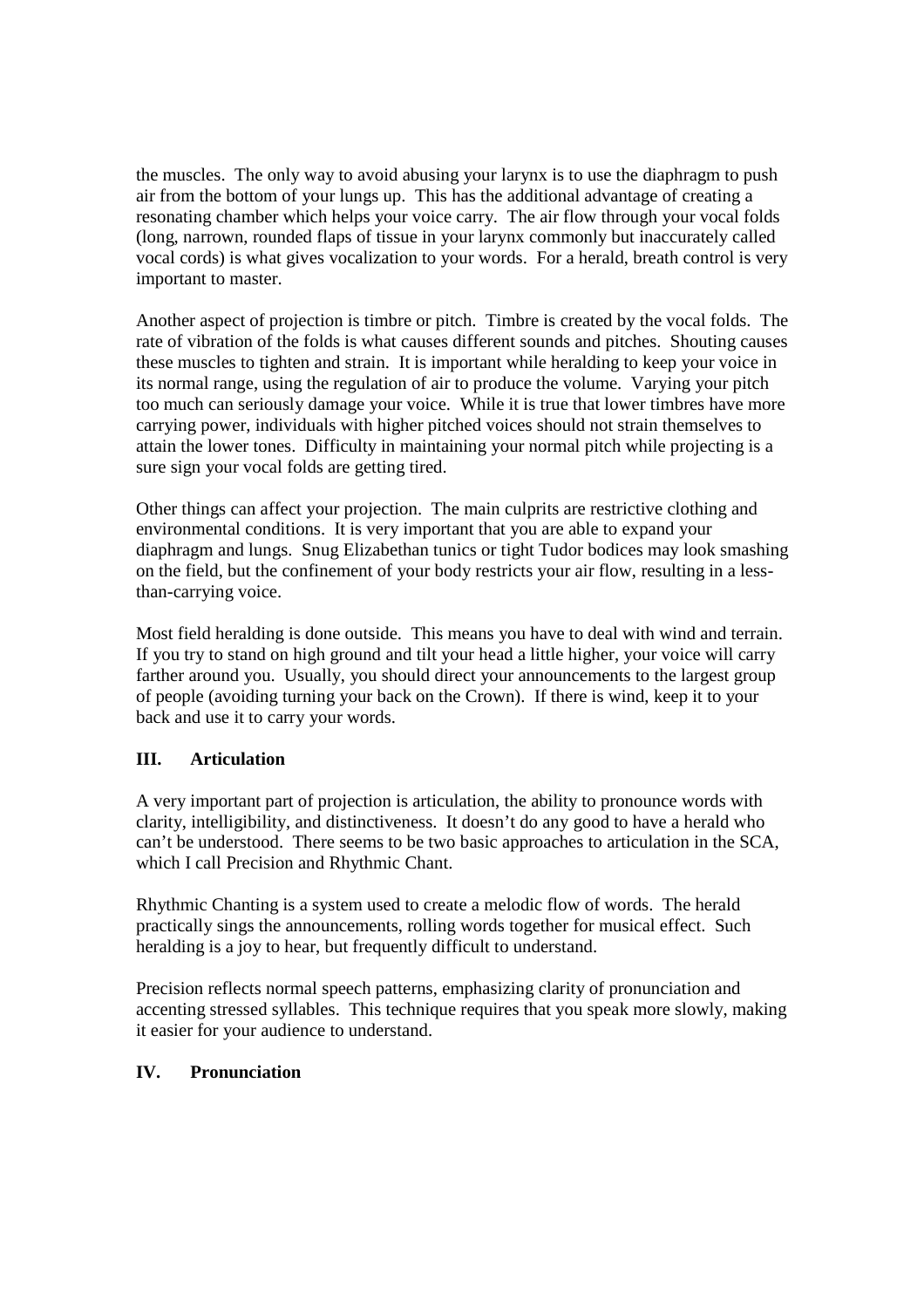the muscles. The only way to avoid abusing your larynx is to use the diaphragm to push air from the bottom of your lungs up. This has the additional advantage of creating a resonating chamber which helps your voice carry. The air flow through your vocal folds (long, narrown, rounded flaps of tissue in your larynx commonly but inaccurately called vocal cords) is what gives vocalization to your words. For a herald, breath control is very important to master.

Another aspect of projection is timbre or pitch. Timbre is created by the vocal folds. The rate of vibration of the folds is what causes different sounds and pitches. Shouting causes these muscles to tighten and strain. It is important while heralding to keep your voice in its normal range, using the regulation of air to produce the volume. Varying your pitch too much can seriously damage your voice. While it is true that lower timbres have more carrying power, individuals with higher pitched voices should not strain themselves to attain the lower tones. Difficulty in maintaining your normal pitch while projecting is a sure sign your vocal folds are getting tired.

Other things can affect your projection. The main culprits are restrictive clothing and environmental conditions. It is very important that you are able to expand your diaphragm and lungs. Snug Elizabethan tunics or tight Tudor bodices may look smashing on the field, but the confinement of your body restricts your air flow, resulting in a less-than-carrying voice.

Most field heralding is done outside. This means you have to deal with wind and terrain. If you try to stand on high ground and tilt your head a little higher, your voice will carry farther around you. Usually, you should direct your announcements to the largest group of people (avoiding turning your back on the Crown). If there is wind, keep it to your back and use it to carry your words.

## III. Articulation

A very important part of projection is articulation, the ability to pronounce words with clarity, intelligibility, and distinctiveness. It doesn't do any good to have a herald who can't be understood. There seems to be two basic approaches to articulation in the SCA, which I call Precision and Rhythmic Chant.

Rhythmic Chanting is a system used to create a melodic flow of words. The herald practically sings the announcements, rolling words together for musical effect. Such heralding is a joy to hear, but frequently difficult to understand.

Precision reflects normal speech patterns, emphasizing clarity of pronunciation and accenting stressed syllables. This technique requires that you speak more slowly, making it easier for your audience to understand.

## IV. Pronunciation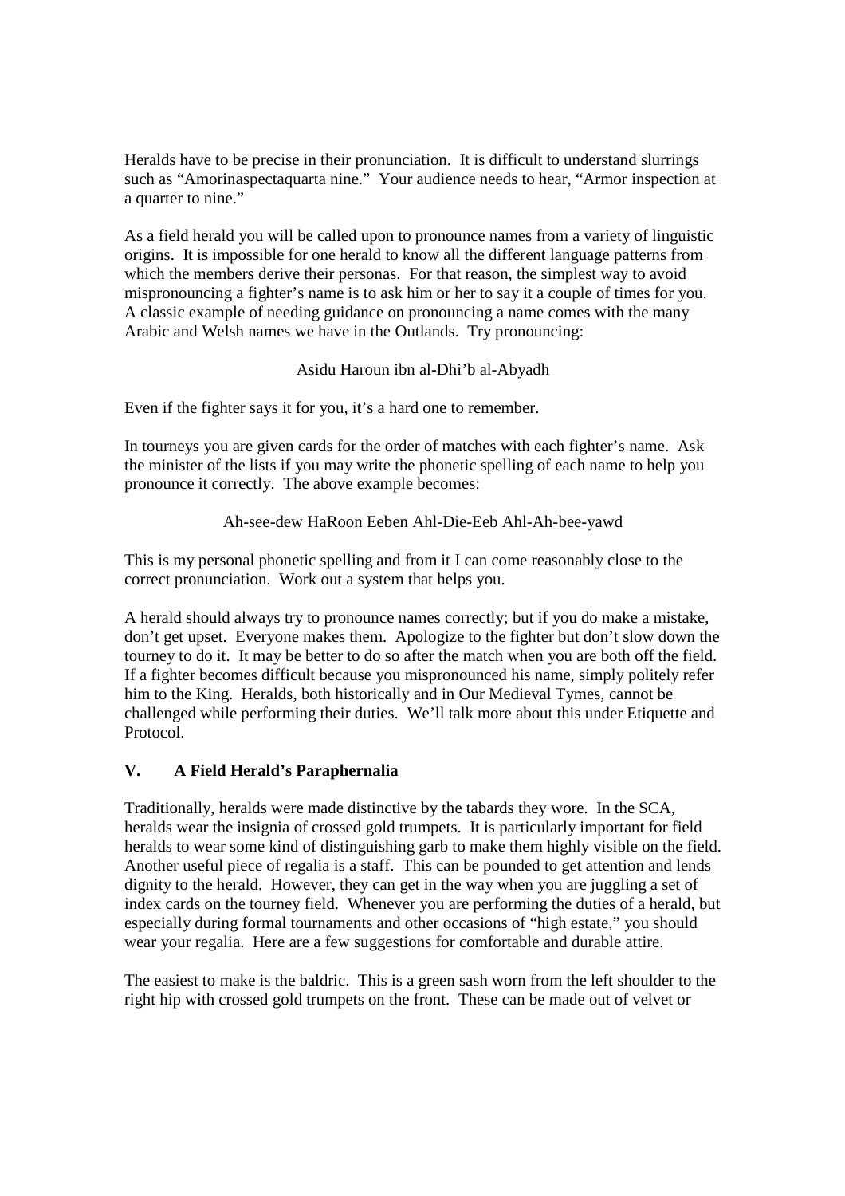Heralds have to be precise in their pronunciation. It is difficult to understand slurrings such as "Amorinaspectaquarta nine." Your audience needs to hear, "Armor inspection at a quarter to nine."

As a field herald you will be called upon to pronounce names from a variety of linguistic origins. It is impossible for one herald to know all the different language patterns from which the members derive their personas. For that reason, the simplest way to avoid mispronouncing a fighter's name is to ask him or her to say it a couple of times for you. A classic example of needing guidance on pronouncing a name comes with the many Arabic and Welsh names we have in the Outlands. Try pronouncing:

Asidu Haroun ibn al-Dhi'b al-Abyadh

Even if the fighter says it for you, it's a hard one to remember.

In tourneys you are given cards for the order of matches with each fighter's name. Ask the minister of the lists if you may write the phonetic spelling of each name to help you pronounce it correctly. The above example becomes:

Ah-see-dew HaRoon Eeben Ahl-Die-Eeb Ahl-Ah-bee-yawd

This is my personal phonetic spelling and from it I can come reasonably close to the correct pronunciation. Work out a system that helps you.

A herald should always try to pronounce names correctly; but if you do make a mistake, don't get upset. Everyone makes them. Apologize to the fighter but don't slow down the tourney to do it. It may be better to do so after the match when you are both off the field. If a fighter becomes difficult because you mispronounced his name, simply politely refer him to the King. Heralds, both historically and in Our Medieval Tymes, cannot be challenged while performing their duties. We'll talk more about this under Etiquette and Protocol.

## V. A Field Herald's Paraphernalia

Traditionally, heralds were made distinctive by the tabards they wore. In the SCA, heralds wear the insignia of crossed gold trumpets. It is particularly important for field heralds to wear some kind of distinguishing garb to make them highly visible on the field. Another useful piece of regalia is a staff. This can be pounded to get attention and lends dignity to the herald. However, they can get in the way when you are juggling a set of index cards on the tourney field. Whenever you are performing the duties of a herald, but especially during formal tournaments and other occasions of "high estate," you should wear your regalia. Here are a few suggestions for comfortable and durable attire.

The easiest to make is the baldric. This is a green sash worn from the left shoulder to the right hip with crossed gold trumpets on the front. These can be made out of velvet or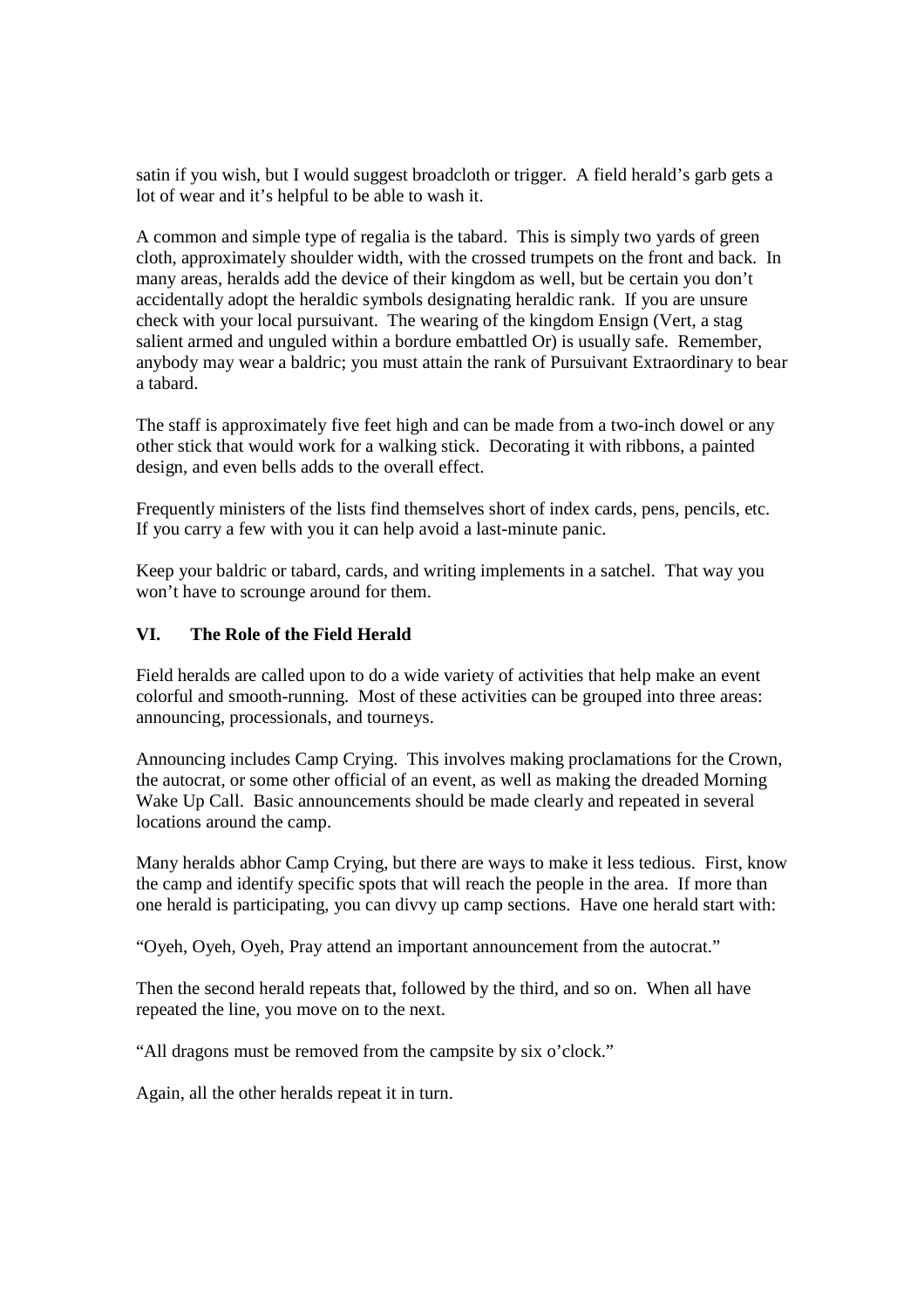satin if you wish, but I would suggest broadcloth or trigger. A field herald's garb gets a lot of wear and it's helpful to be able to wash it.

A common and simple type of regalia is the tabard. This is simply two yards of green cloth, approximately shoulder width, with the crossed trumpets on the front and back. In many areas, heralds add the device of their kingdom as well, but be certain you don't accidentally adopt the heraldic symbols designating heraldic rank. If you are unsure check with your local pursuivant. The wearing of the kingdom Ensign (Vert, a stag salient armed and unguled within a bordure embattled Or) is usually safe. Remember, anybody may wear a baldric; you must attain the rank of Pursuivant Extraordinary to bear a tabard.

The staff is approximately five feet high and can be made from a two-inch dowel or any other stick that would work for a walking stick. Decorating it with ribbons, a painted design, and even bells adds to the overall effect.

Frequently ministers of the lists find themselves short of index cards, pens, pencils, etc. If you carry a few with you it can help avoid a last-minute panic.

Keep your baldric or tabard, cards, and writing implements in a satchel. That way you won't have to scrounge around for them.

## VI. The Role of the Field Herald

Field heralds are called upon to do a wide variety of activities that help make an event colorful and smooth-running. Most of these activities can be grouped into three areas: announcing, processionals, and tourneys.

Announcing includes Camp Crying. This involves making proclamations for the Crown, the autocrat, or some other official of an event, as well as making the dreaded Morning Wake Up Call. Basic announcements should be made clearly and repeated in several locations around the camp.

Many heralds abhor Camp Crying, but there are ways to make it less tedious. First, know the camp and identify specific spots that will reach the people in the area. If more than one herald is participating, you can divvy up camp sections. Have one herald start with:

"Oyeh, Oyeh, Oyeh, Pray attend an important announcement from the autocrat."

Then the second herald repeats that, followed by the third, and so on. When all have repeated the line, you move on to the next.

"All dragons must be removed from the campsite by six o'clock."

Again, all the other heralds repeat it in turn.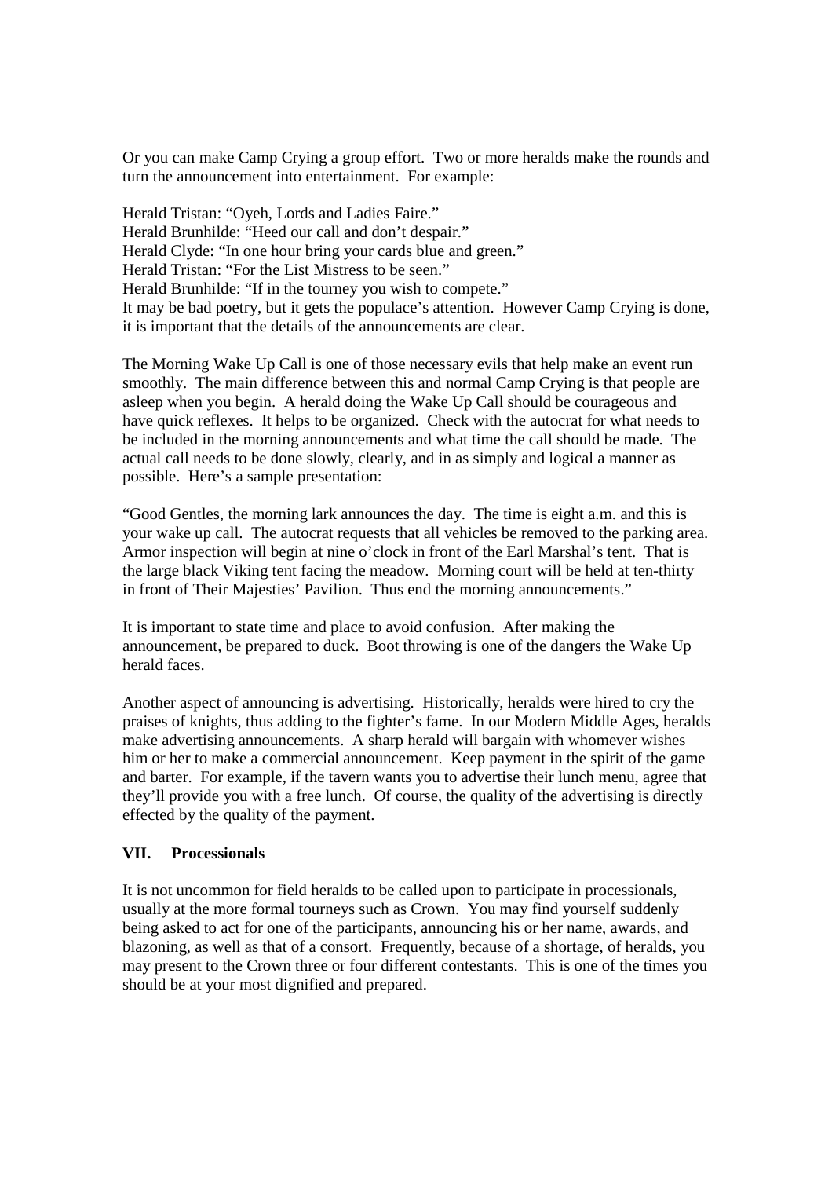Or you can make Camp Crying a group effort. Two or more heralds make the rounds and turn the announcement into entertainment. For example:

Herald Tristan: "Oyeh, Lords and Ladies Faire."
Herald Brunhilde: "Heed our call and don't despair."
Herald Clyde: "In one hour bring your cards blue and green."
Herald Tristan: "For the List Mistress to be seen."
Herald Brunhilde: "If in the tourney you wish to compete."
It may be bad poetry, but it gets the populace's attention. However Camp Crying is done, it is important that the details of the announcements are clear.

The Morning Wake Up Call is one of those necessary evils that help make an event run smoothly. The main difference between this and normal Camp Crying is that people are asleep when you begin. A herald doing the Wake Up Call should be courageous and have quick reflexes. It helps to be organized. Check with the autocrat for what needs to be included in the morning announcements and what time the call should be made. The actual call needs to be done slowly, clearly, and in as simply and logical a manner as possible. Here's a sample presentation:

"Good Gentles, the morning lark announces the day. The time is eight a.m. and this is your wake up call. The autocrat requests that all vehicles be removed to the parking area. Armor inspection will begin at nine o'clock in front of the Earl Marshal's tent. That is the large black Viking tent facing the meadow. Morning court will be held at ten-thirty in front of Their Majesties' Pavilion. Thus end the morning announcements."

It is important to state time and place to avoid confusion. After making the announcement, be prepared to duck. Boot throwing is one of the dangers the Wake Up herald faces.

Another aspect of announcing is advertising. Historically, heralds were hired to cry the praises of knights, thus adding to the fighter's fame. In our Modern Middle Ages, heralds make advertising announcements. A sharp herald will bargain with whomever wishes him or her to make a commercial announcement. Keep payment in the spirit of the game and barter. For example, if the tavern wants you to advertise their lunch menu, agree that they'll provide you with a free lunch. Of course, the quality of the advertising is directly effected by the quality of the payment.

## VII. Processionals

It is not uncommon for field heralds to be called upon to participate in processionals, usually at the more formal tourneys such as Crown. You may find yourself suddenly being asked to act for one of the participants, announcing his or her name, awards, and blazoning, as well as that of a consort. Frequently, because of a shortage, of heralds, you may present to the Crown three or four different contestants. This is one of the times you should be at your most dignified and prepared.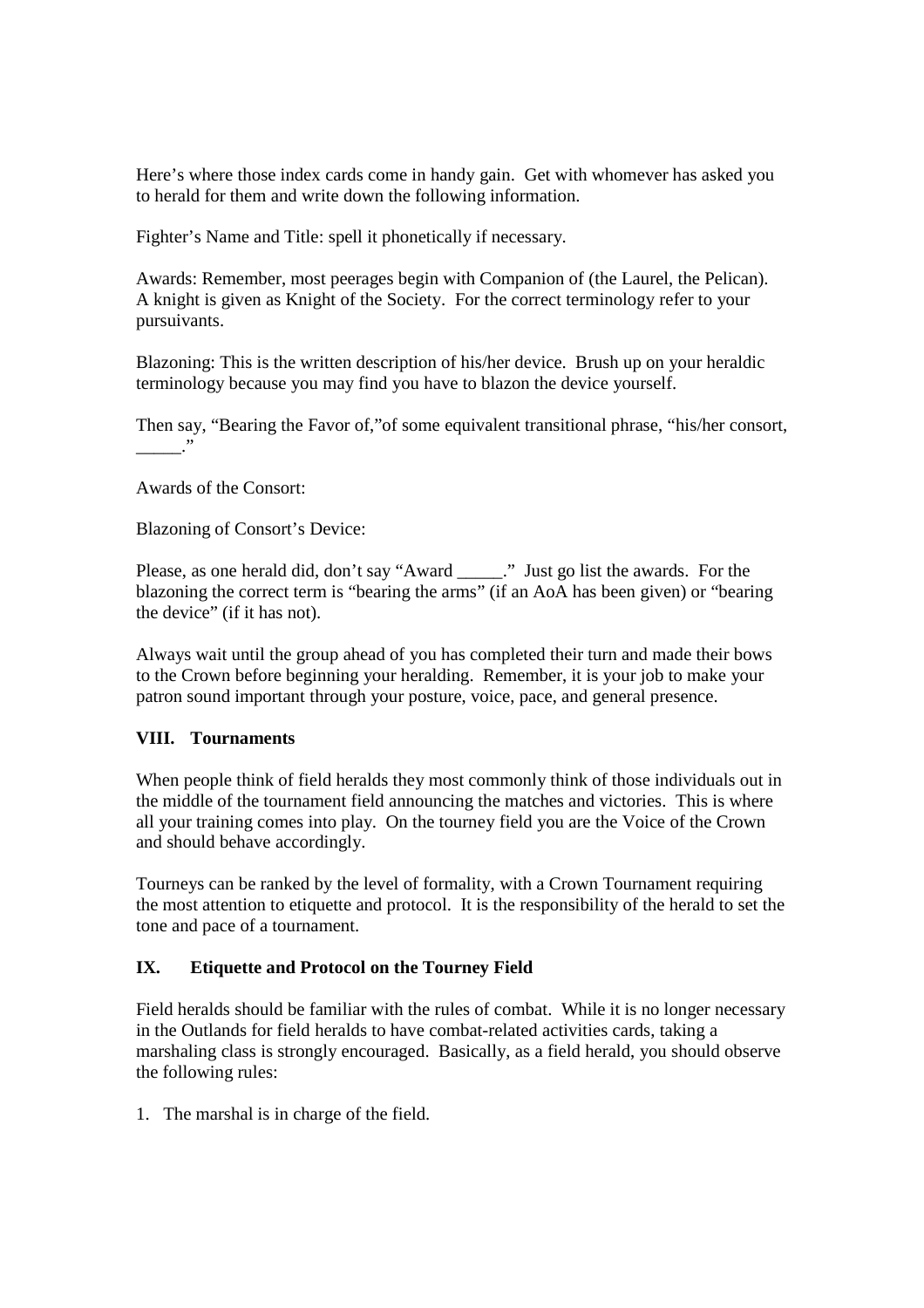Here's where those index cards come in handy gain. Get with whomever has asked you to herald for them and write down the following information.

Fighter's Name and Title: spell it phonetically if necessary.

Awards: Remember, most peerages begin with Companion of (the Laurel, the Pelican). A knight is given as Knight of the Society. For the correct terminology refer to your pursuivants.

Blazoning: This is the written description of his/her device. Brush up on your heraldic terminology because you may find you have to blazon the device yourself.

Then say, "Bearing the Favor of,"of some equivalent transitional phrase, "his/her consort, _____."

Awards of the Consort:

Blazoning of Consort's Device:

Please, as one herald did, don't say "Award _____." Just go list the awards. For the blazoning the correct term is "bearing the arms" (if an AoA has been given) or "bearing the device" (if it has not).

Always wait until the group ahead of you has completed their turn and made their bows to the Crown before beginning your heralding. Remember, it is your job to make your patron sound important through your posture, voice, pace, and general presence.

## VIII. Tournaments

When people think of field heralds they most commonly think of those individuals out in the middle of the tournament field announcing the matches and victories. This is where all your training comes into play. On the tourney field you are the Voice of the Crown and should behave accordingly.

Tourneys can be ranked by the level of formality, with a Crown Tournament requiring the most attention to etiquette and protocol. It is the responsibility of the herald to set the tone and pace of a tournament.

## IX. Etiquette and Protocol on the Tourney Field

Field heralds should be familiar with the rules of combat. While it is no longer necessary in the Outlands for field heralds to have combat-related activities cards, taking a marshaling class is strongly encouraged. Basically, as a field herald, you should observe the following rules:

1. The marshal is in charge of the field.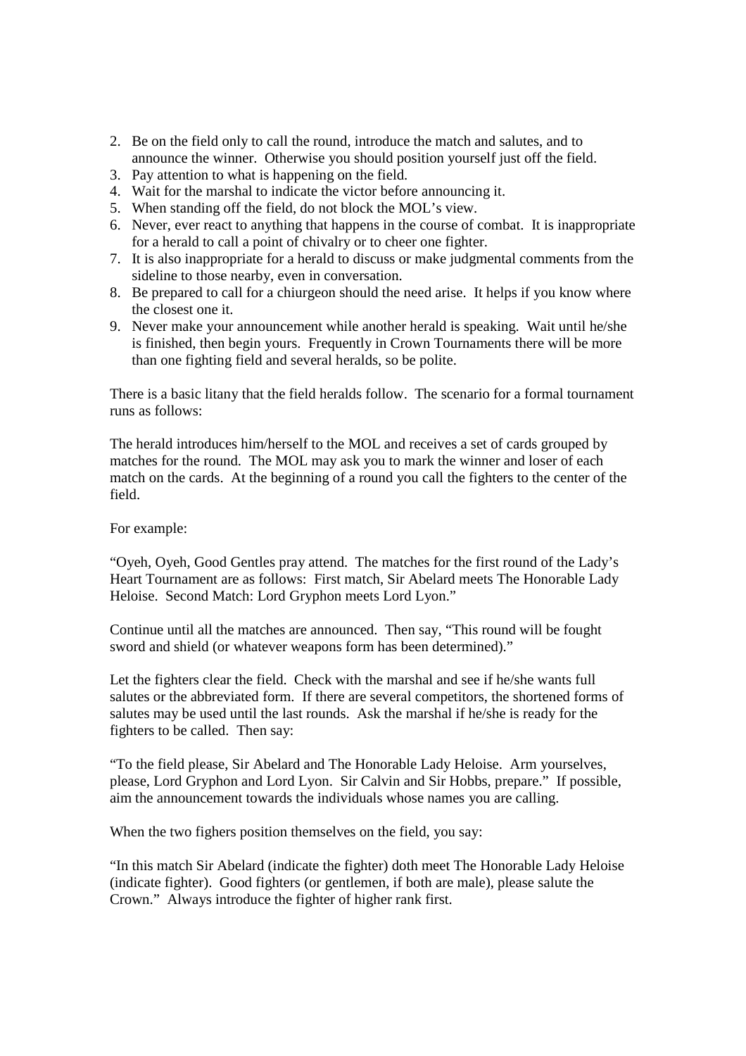2. Be on the field only to call the round, introduce the match and salutes, and to announce the winner. Otherwise you should position yourself just off the field.
3. Pay attention to what is happening on the field.
4. Wait for the marshal to indicate the victor before announcing it.
5. When standing off the field, do not block the MOL's view.
6. Never, ever react to anything that happens in the course of combat. It is inappropriate for a herald to call a point of chivalry or to cheer one fighter.
7. It is also inappropriate for a herald to discuss or make judgmental comments from the sideline to those nearby, even in conversation.
8. Be prepared to call for a chiurgeon should the need arise. It helps if you know where the closest one it.
9. Never make your announcement while another herald is speaking. Wait until he/she is finished, then begin yours. Frequently in Crown Tournaments there will be more than one fighting field and several heralds, so be polite.

There is a basic litany that the field heralds follow. The scenario for a formal tournament runs as follows:

The herald introduces him/herself to the MOL and receives a set of cards grouped by matches for the round. The MOL may ask you to mark the winner and loser of each match on the cards. At the beginning of a round you call the fighters to the center of the field.

For example:

"Oyeh, Oyeh, Good Gentles pray attend. The matches for the first round of the Lady's Heart Tournament are as follows: First match, Sir Abelard meets The Honorable Lady Heloise. Second Match: Lord Gryphon meets Lord Lyon."

Continue until all the matches are announced. Then say, "This round will be fought sword and shield (or whatever weapons form has been determined)."

Let the fighters clear the field. Check with the marshal and see if he/she wants full salutes or the abbreviated form. If there are several competitors, the shortened forms of salutes may be used until the last rounds. Ask the marshal if he/she is ready for the fighters to be called. Then say:

"To the field please, Sir Abelard and The Honorable Lady Heloise. Arm yourselves, please, Lord Gryphon and Lord Lyon. Sir Calvin and Sir Hobbs, prepare." If possible, aim the announcement towards the individuals whose names you are calling.

When the two fighers position themselves on the field, you say:

"In this match Sir Abelard (indicate the fighter) doth meet The Honorable Lady Heloise (indicate fighter). Good fighters (or gentlemen, if both are male), please salute the Crown." Always introduce the fighter of higher rank first.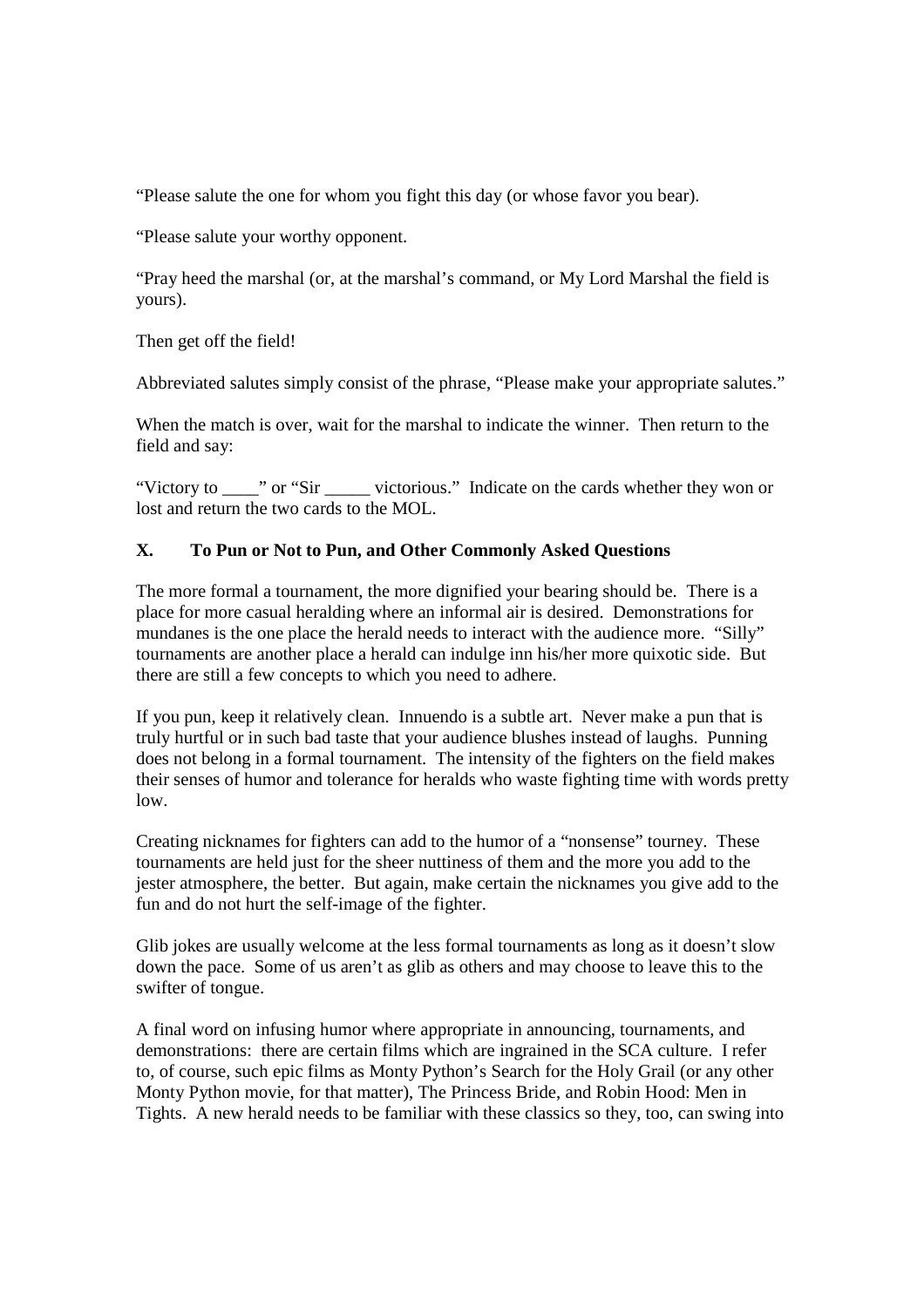"Please salute the one for whom you fight this day (or whose favor you bear).

"Please salute your worthy opponent.

"Pray heed the marshal (or, at the marshal's command, or My Lord Marshal the field is yours).

Then get off the field!

Abbreviated salutes simply consist of the phrase, "Please make your appropriate salutes."

When the match is over, wait for the marshal to indicate the winner. Then return to the field and say:

"Victory to ____" or "Sir _____ victorious." Indicate on the cards whether they won or lost and return the two cards to the MOL.

## X. To Pun or Not to Pun, and Other Commonly Asked Questions

The more formal a tournament, the more dignified your bearing should be. There is a place for more casual heralding where an informal air is desired. Demonstrations for mundanes is the one place the herald needs to interact with the audience more. "Silly" tournaments are another place a herald can indulge inn his/her more quixotic side. But there are still a few concepts to which you need to adhere.

If you pun, keep it relatively clean. Innuendo is a subtle art. Never make a pun that is truly hurtful or in such bad taste that your audience blushes instead of laughs. Punning does not belong in a formal tournament. The intensity of the fighters on the field makes their senses of humor and tolerance for heralds who waste fighting time with words pretty low.

Creating nicknames for fighters can add to the humor of a "nonsense" tourney. These tournaments are held just for the sheer nuttiness of them and the more you add to the jester atmosphere, the better. But again, make certain the nicknames you give add to the fun and do not hurt the self-image of the fighter.

Glib jokes are usually welcome at the less formal tournaments as long as it doesn't slow down the pace. Some of us aren't as glib as others and may choose to leave this to the swifter of tongue.

A final word on infusing humor where appropriate in announcing, tournaments, and demonstrations: there are certain films which are ingrained in the SCA culture. I refer to, of course, such epic films as Monty Python's Search for the Holy Grail (or any other Monty Python movie, for that matter), The Princess Bride, and Robin Hood: Men in Tights. A new herald needs to be familiar with these classics so they, too, can swing into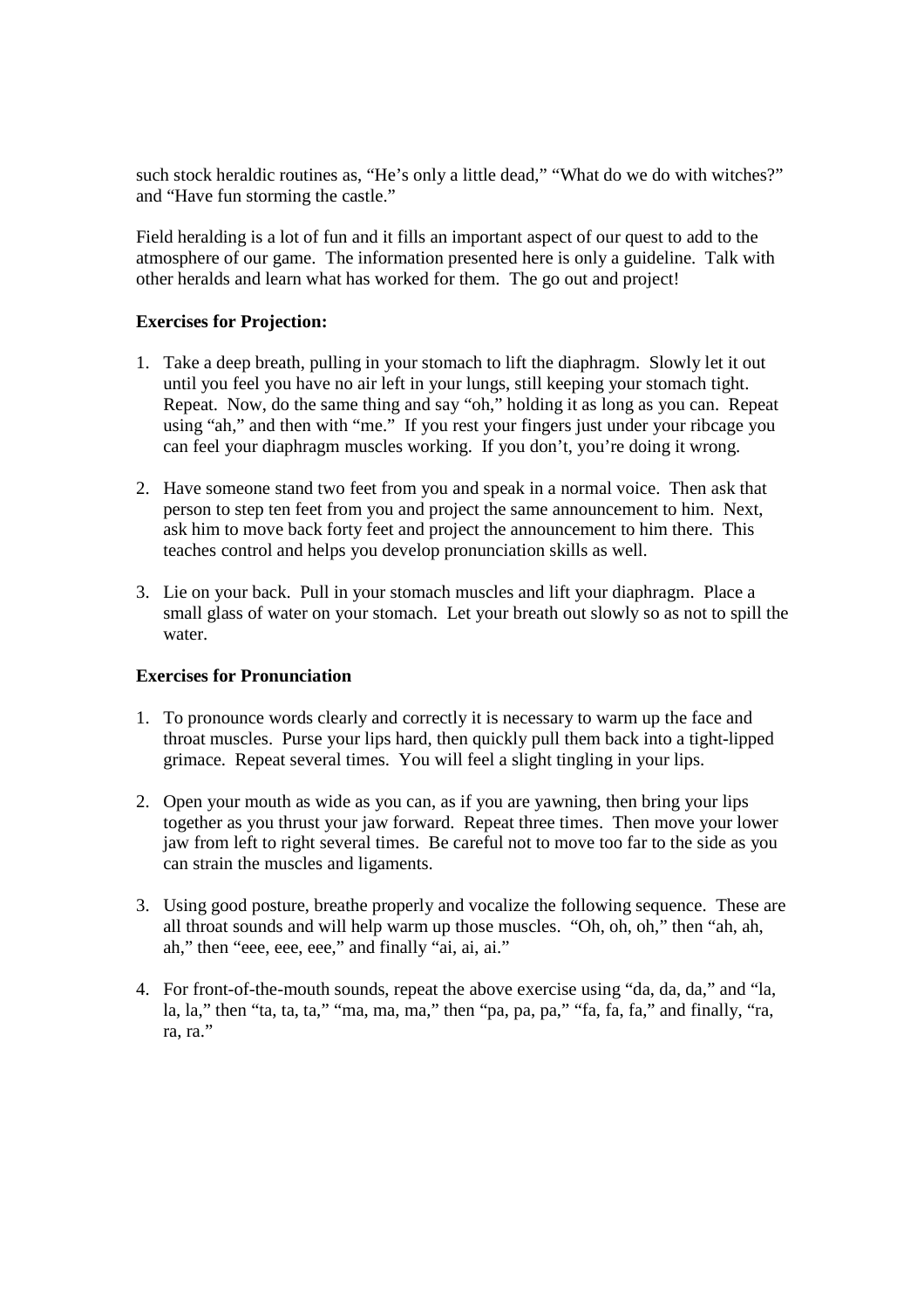such stock heraldic routines as, "He's only a little dead," "What do we do with witches?" and "Have fun storming the castle."

Field heralding is a lot of fun and it fills an important aspect of our quest to add to the atmosphere of our game. The information presented here is only a guideline. Talk with other heralds and learn what has worked for them. The go out and project!

**Exercises for Projection:**

1. Take a deep breath, pulling in your stomach to lift the diaphragm. Slowly let it out until you feel you have no air left in your lungs, still keeping your stomach tight. Repeat. Now, do the same thing and say "oh," holding it as long as you can. Repeat using "ah," and then with "me." If you rest your fingers just under your ribcage you can feel your diaphragm muscles working. If you don't, you're doing it wrong.

2. Have someone stand two feet from you and speak in a normal voice. Then ask that person to step ten feet from you and project the same announcement to him. Next, ask him to move back forty feet and project the announcement to him there. This teaches control and helps you develop pronunciation skills as well.

3. Lie on your back. Pull in your stomach muscles and lift your diaphragm. Place a small glass of water on your stomach. Let your breath out slowly so as not to spill the water.

**Exercises for Pronunciation**

1. To pronounce words clearly and correctly it is necessary to warm up the face and throat muscles. Purse your lips hard, then quickly pull them back into a tight-lipped grimace. Repeat several times. You will feel a slight tingling in your lips.

2. Open your mouth as wide as you can, as if you are yawning, then bring your lips together as you thrust your jaw forward. Repeat three times. Then move your lower jaw from left to right several times. Be careful not to move too far to the side as you can strain the muscles and ligaments.

3. Using good posture, breathe properly and vocalize the following sequence. These are all throat sounds and will help warm up those muscles. "Oh, oh, oh," then "ah, ah, ah," then "eee, eee, eee," and finally "ai, ai, ai."

4. For front-of-the-mouth sounds, repeat the above exercise using "da, da, da," and "la, la, la," then "ta, ta, ta," "ma, ma, ma," then "pa, pa, pa," "fa, fa, fa," and finally, "ra, ra, ra."